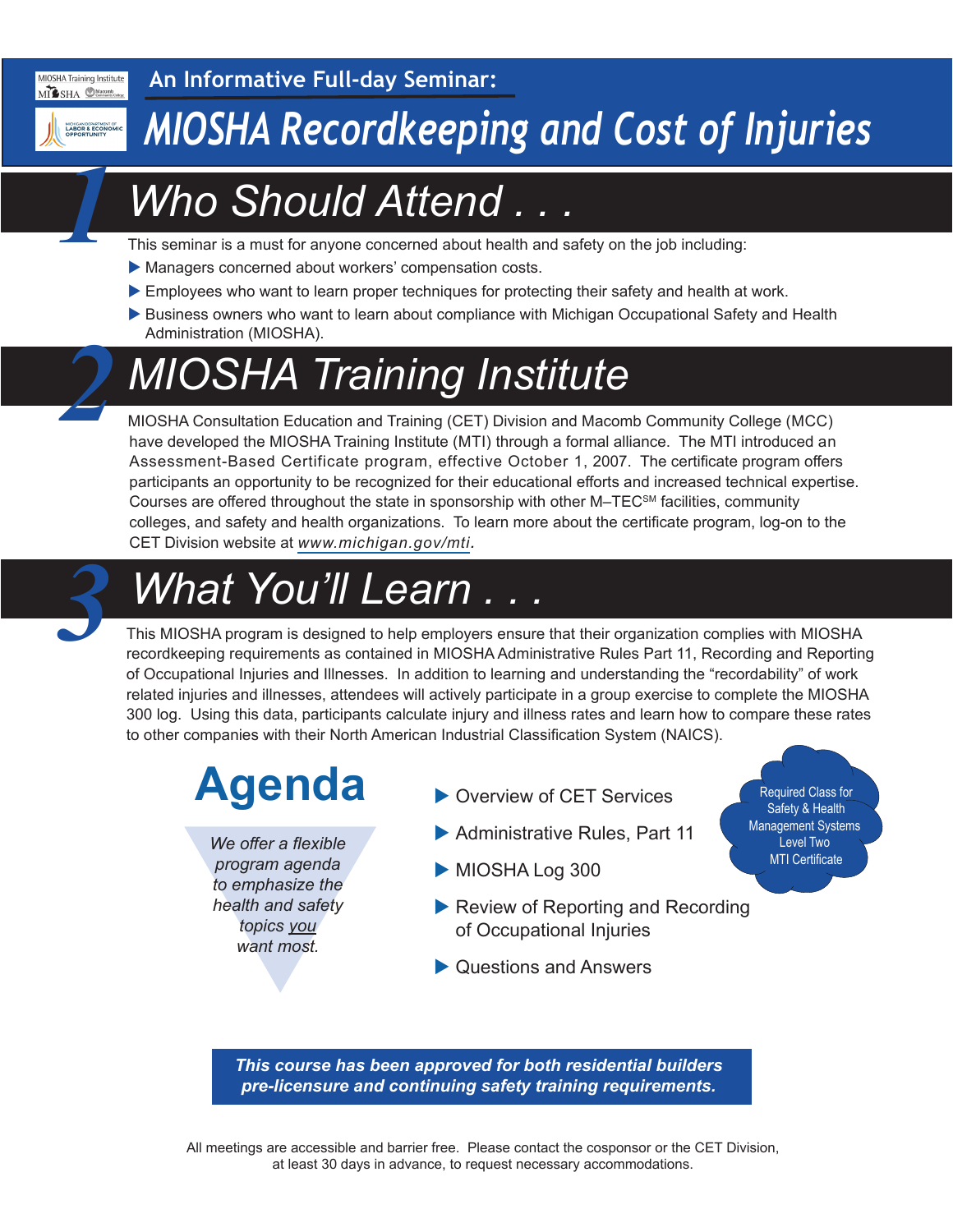MIOSHA Training Institute

## An Informative Full-day Seminar:

# *MIOSHA Recordkeeping and Cost of Injuries*

## 1 *Who Should Attend . . .*

This seminar is a must for anyone concerned about health and safety on the job including:

- Managers concerned about workers' compensation costs.
- Employees who want to learn proper techniques for protecting their safety and health at work.
- Business owners who want to learn about compliance with Michigan Occupational Safety and Health Administration (MIOSHA).

## 2 *MIOSHA Training Institute*

MIOSHA Consultation Education and Training (CET) Division and Macomb Community College (MCC) have developed the MIOSHA Training Institute (MTI) through a formal alliance. The MTI introduced an Assessment-Based Certificate program, effective October 1, 2007. The certificate program offers participants an opportunity to be recognized for their educational efforts and increased technical expertise. Courses are offered throughout the state in sponsorship with other M–TEC[SM] facilities, community colleges, and safety and health organizations. To learn more about the certificate program, log-on to the CET Division website at *www.michigan.gov/mti*.

## 3 *What You'll Learn . . .*

This MIOSHA program is designed to help employers ensure that their organization complies with MIOSHA recordkeeping requirements as contained in MIOSHA Administrative Rules Part 11, Recording and Reporting of Occupational Injuries and Illnesses. In addition to learning and understanding the "recordability" of work related injuries and illnesses, attendees will actively participate in a group exercise to complete the MIOSHA 300 log. Using this data, participants calculate injury and illness rates and learn how to compare these rates to other companies with their North American Industrial Classification System (NAICS).

# Agenda

*We offer a flexible program agenda to emphasize the health and safety topics you want most.*

- Overview of CET Services
- Administrative Rules, Part 11
- MIOSHA Log 300
- Review of Reporting and Recording of Occupational Injuries
- Questions and Answers

Required Class for Safety & Health Management Systems Level Two MTI Certificate

***This course has been approved for both residential builders pre-licensure and continuing safety training requirements.***

All meetings are accessible and barrier free. Please contact the cosponsor or the CET Division, at least 30 days in advance, to request necessary accommodations.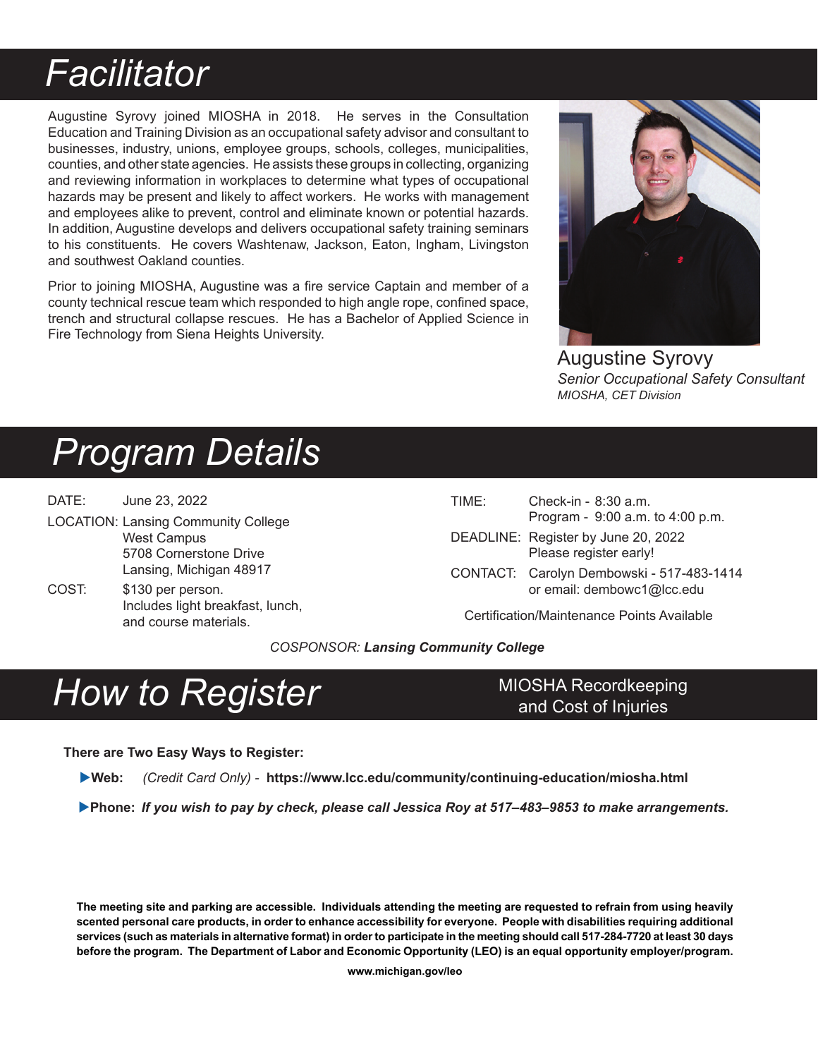# Facilitator

Augustine Syrovy joined MIOSHA in 2018. He serves in the Consultation Education and Training Division as an occupational safety advisor and consultant to businesses, industry, unions, employee groups, schools, colleges, municipalities, counties, and other state agencies. He assists these groups in collecting, organizing and reviewing information in workplaces to determine what types of occupational hazards may be present and likely to affect workers. He works with management and employees alike to prevent, control and eliminate known or potential hazards. In addition, Augustine develops and delivers occupational safety training seminars to his constituents. He covers Washtenaw, Jackson, Eaton, Ingham, Livingston and southwest Oakland counties.

Prior to joining MIOSHA, Augustine was a fire service Captain and member of a county technical rescue team which responded to high angle rope, confined space, trench and structural collapse rescues. He has a Bachelor of Applied Science in Fire Technology from Siena Heights University.

Augustine Syrovy
*Senior Occupational Safety Consultant*
*MIOSHA, CET Division*

# Program Details

DATE: June 23, 2022

LOCATION: Lansing Community College
West Campus
5708 Cornerstone Drive
Lansing, Michigan 48917

COST: $130 per person.
Includes light breakfast, lunch, and course materials.

TIME: Check-in - 8:30 a.m.
Program - 9:00 a.m. to 4:00 p.m.

DEADLINE: Register by June 20, 2022
Please register early!

CONTACT: Carolyn Dembowski - 517-483-1414
or email: dembowc1@lcc.edu

Certification/Maintenance Points Available

*COSPONSOR:* ***Lansing Community College***

# How to Register

MIOSHA Recordkeeping and Cost of Injuries

**There are Two Easy Ways to Register:**

- **Web:** *(Credit Card Only) -* **https://www.lcc.edu/community/continuing-education/miosha.html**
- **Phone:** ***If you wish to pay by check, please call Jessica Roy at 517–483–9853 to make arrangements.***

**The meeting site and parking are accessible. Individuals attending the meeting are requested to refrain from using heavily scented personal care products, in order to enhance accessibility for everyone. People with disabilities requiring additional services (such as materials in alternative format) in order to participate in the meeting should call 517-284-7720 at least 30 days before the program. The Department of Labor and Economic Opportunity (LEO) is an equal opportunity employer/program.**

**www.michigan.gov/leo**